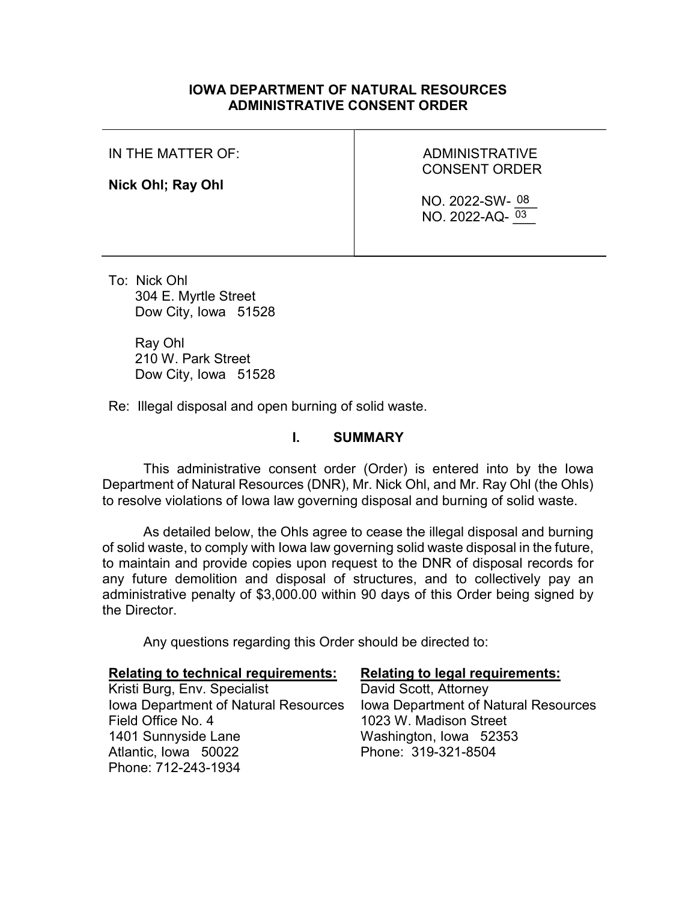# IOWA DEPARTMENT OF NATURAL RESOURCES
# ADMINISTRATIVE CONSENT ORDER

| IN THE MATTER OF: **Nick Ohl; Ray Ohl** | ADMINISTRATIVE CONSENT ORDER NO. 2022-SW- 08 NO. 2022-AQ- 03 |
|---|---|

To: Nick Ohl
304 E. Myrtle Street
Dow City, Iowa 51528

Ray Ohl
210 W. Park Street
Dow City, Iowa 51528

Re: Illegal disposal and open burning of solid waste.

## I. SUMMARY

This administrative consent order (Order) is entered into by the Iowa Department of Natural Resources (DNR), Mr. Nick Ohl, and Mr. Ray Ohl (the Ohls) to resolve violations of Iowa law governing disposal and burning of solid waste.

As detailed below, the Ohls agree to cease the illegal disposal and burning of solid waste, to comply with Iowa law governing solid waste disposal in the future, to maintain and provide copies upon request to the DNR of disposal records for any future demolition and disposal of structures, and to collectively pay an administrative penalty of $3,000.00 within 90 days of this Order being signed by the Director.

Any questions regarding this Order should be directed to:

**Relating to technical requirements:**
Kristi Burg, Env. Specialist
Iowa Department of Natural Resources
Field Office No. 4
1401 Sunnyside Lane
Atlantic, Iowa 50022
Phone: 712-243-1934

**Relating to legal requirements:**
David Scott, Attorney
Iowa Department of Natural Resources
1023 W. Madison Street
Washington, Iowa 52353
Phone: 319-321-8504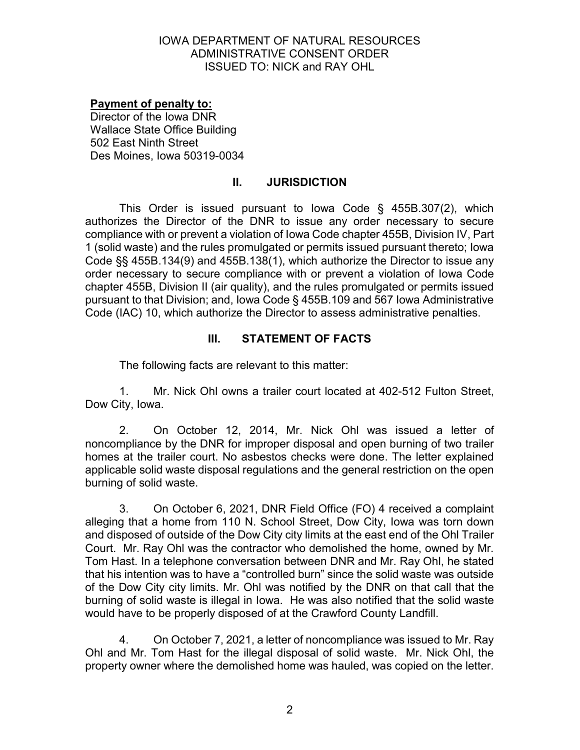IOWA DEPARTMENT OF NATURAL RESOURCES
ADMINISTRATIVE CONSENT ORDER
ISSUED TO: NICK and RAY OHL

**Payment of penalty to:**
Director of the Iowa DNR
Wallace State Office Building
502 East Ninth Street
Des Moines, Iowa 50319-0034

## II. JURISDICTION

This Order is issued pursuant to Iowa Code § 455B.307(2), which authorizes the Director of the DNR to issue any order necessary to secure compliance with or prevent a violation of Iowa Code chapter 455B, Division IV, Part 1 (solid waste) and the rules promulgated or permits issued pursuant thereto; Iowa Code §§ 455B.134(9) and 455B.138(1), which authorize the Director to issue any order necessary to secure compliance with or prevent a violation of Iowa Code chapter 455B, Division II (air quality), and the rules promulgated or permits issued pursuant to that Division; and, Iowa Code § 455B.109 and 567 Iowa Administrative Code (IAC) 10, which authorize the Director to assess administrative penalties.

## III. STATEMENT OF FACTS

The following facts are relevant to this matter:

1. Mr. Nick Ohl owns a trailer court located at 402-512 Fulton Street, Dow City, Iowa.

2. On October 12, 2014, Mr. Nick Ohl was issued a letter of noncompliance by the DNR for improper disposal and open burning of two trailer homes at the trailer court. No asbestos checks were done. The letter explained applicable solid waste disposal regulations and the general restriction on the open burning of solid waste.

3. On October 6, 2021, DNR Field Office (FO) 4 received a complaint alleging that a home from 110 N. School Street, Dow City, Iowa was torn down and disposed of outside of the Dow City city limits at the east end of the Ohl Trailer Court. Mr. Ray Ohl was the contractor who demolished the home, owned by Mr. Tom Hast. In a telephone conversation between DNR and Mr. Ray Ohl, he stated that his intention was to have a "controlled burn" since the solid waste was outside of the Dow City city limits. Mr. Ohl was notified by the DNR on that call that the burning of solid waste is illegal in Iowa. He was also notified that the solid waste would have to be properly disposed of at the Crawford County Landfill.

4. On October 7, 2021, a letter of noncompliance was issued to Mr. Ray Ohl and Mr. Tom Hast for the illegal disposal of solid waste. Mr. Nick Ohl, the property owner where the demolished home was hauled, was copied on the letter.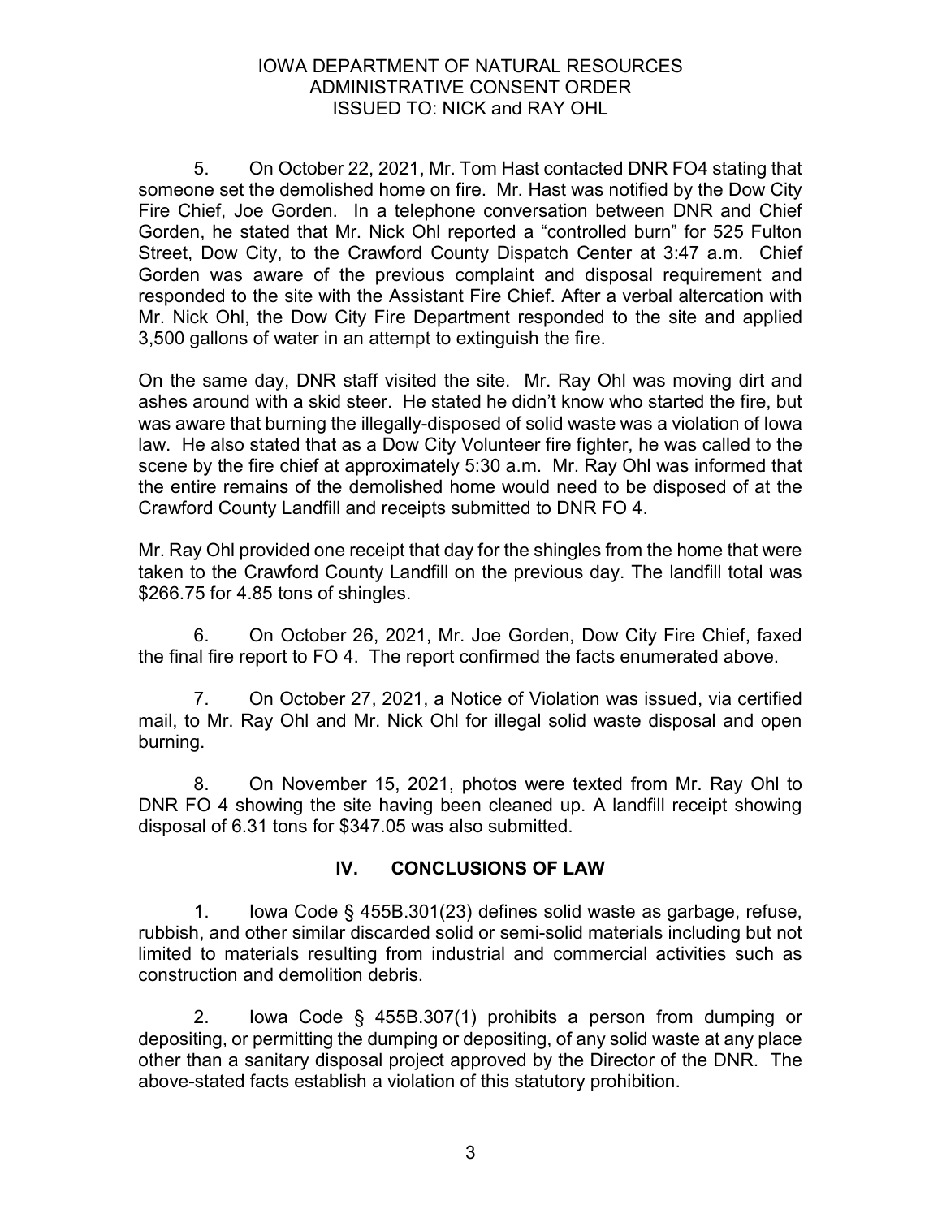5. On October 22, 2021, Mr. Tom Hast contacted DNR FO4 stating that someone set the demolished home on fire. Mr. Hast was notified by the Dow City Fire Chief, Joe Gorden. In a telephone conversation between DNR and Chief Gorden, he stated that Mr. Nick Ohl reported a "controlled burn" for 525 Fulton Street, Dow City, to the Crawford County Dispatch Center at 3:47 a.m. Chief Gorden was aware of the previous complaint and disposal requirement and responded to the site with the Assistant Fire Chief. After a verbal altercation with Mr. Nick Ohl, the Dow City Fire Department responded to the site and applied 3,500 gallons of water in an attempt to extinguish the fire.

On the same day, DNR staff visited the site. Mr. Ray Ohl was moving dirt and ashes around with a skid steer. He stated he didn't know who started the fire, but was aware that burning the illegally-disposed of solid waste was a violation of Iowa law. He also stated that as a Dow City Volunteer fire fighter, he was called to the scene by the fire chief at approximately 5:30 a.m. Mr. Ray Ohl was informed that the entire remains of the demolished home would need to be disposed of at the Crawford County Landfill and receipts submitted to DNR FO 4.

Mr. Ray Ohl provided one receipt that day for the shingles from the home that were taken to the Crawford County Landfill on the previous day. The landfill total was $266.75 for 4.85 tons of shingles.

6. On October 26, 2021, Mr. Joe Gorden, Dow City Fire Chief, faxed the final fire report to FO 4. The report confirmed the facts enumerated above.

7. On October 27, 2021, a Notice of Violation was issued, via certified mail, to Mr. Ray Ohl and Mr. Nick Ohl for illegal solid waste disposal and open burning.

8. On November 15, 2021, photos were texted from Mr. Ray Ohl to DNR FO 4 showing the site having been cleaned up. A landfill receipt showing disposal of 6.31 tons for $347.05 was also submitted.

## IV. CONCLUSIONS OF LAW

1. Iowa Code § 455B.301(23) defines solid waste as garbage, refuse, rubbish, and other similar discarded solid or semi-solid materials including but not limited to materials resulting from industrial and commercial activities such as construction and demolition debris.

2. Iowa Code § 455B.307(1) prohibits a person from dumping or depositing, or permitting the dumping or depositing, of any solid waste at any place other than a sanitary disposal project approved by the Director of the DNR. The above-stated facts establish a violation of this statutory prohibition.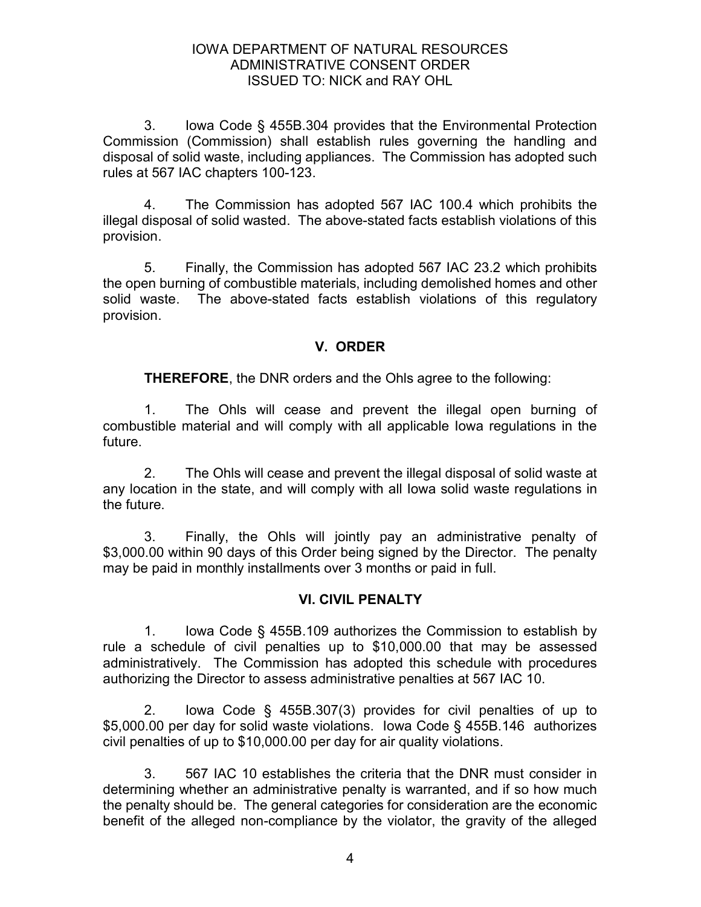3. Iowa Code § 455B.304 provides that the Environmental Protection Commission (Commission) shall establish rules governing the handling and disposal of solid waste, including appliances. The Commission has adopted such rules at 567 IAC chapters 100-123.

4. The Commission has adopted 567 IAC 100.4 which prohibits the illegal disposal of solid wasted. The above-stated facts establish violations of this provision.

5. Finally, the Commission has adopted 567 IAC 23.2 which prohibits the open burning of combustible materials, including demolished homes and other solid waste. The above-stated facts establish violations of this regulatory provision.

## V. ORDER

**THEREFORE**, the DNR orders and the Ohls agree to the following:

1. The Ohls will cease and prevent the illegal open burning of combustible material and will comply with all applicable Iowa regulations in the future.

2. The Ohls will cease and prevent the illegal disposal of solid waste at any location in the state, and will comply with all Iowa solid waste regulations in the future.

3. Finally, the Ohls will jointly pay an administrative penalty of $3,000.00 within 90 days of this Order being signed by the Director. The penalty may be paid in monthly installments over 3 months or paid in full.

## VI. CIVIL PENALTY

1. Iowa Code § 455B.109 authorizes the Commission to establish by rule a schedule of civil penalties up to $10,000.00 that may be assessed administratively. The Commission has adopted this schedule with procedures authorizing the Director to assess administrative penalties at 567 IAC 10.

2. Iowa Code § 455B.307(3) provides for civil penalties of up to $5,000.00 per day for solid waste violations. Iowa Code § 455B.146 authorizes civil penalties of up to $10,000.00 per day for air quality violations.

3. 567 IAC 10 establishes the criteria that the DNR must consider in determining whether an administrative penalty is warranted, and if so how much the penalty should be. The general categories for consideration are the economic benefit of the alleged non-compliance by the violator, the gravity of the alleged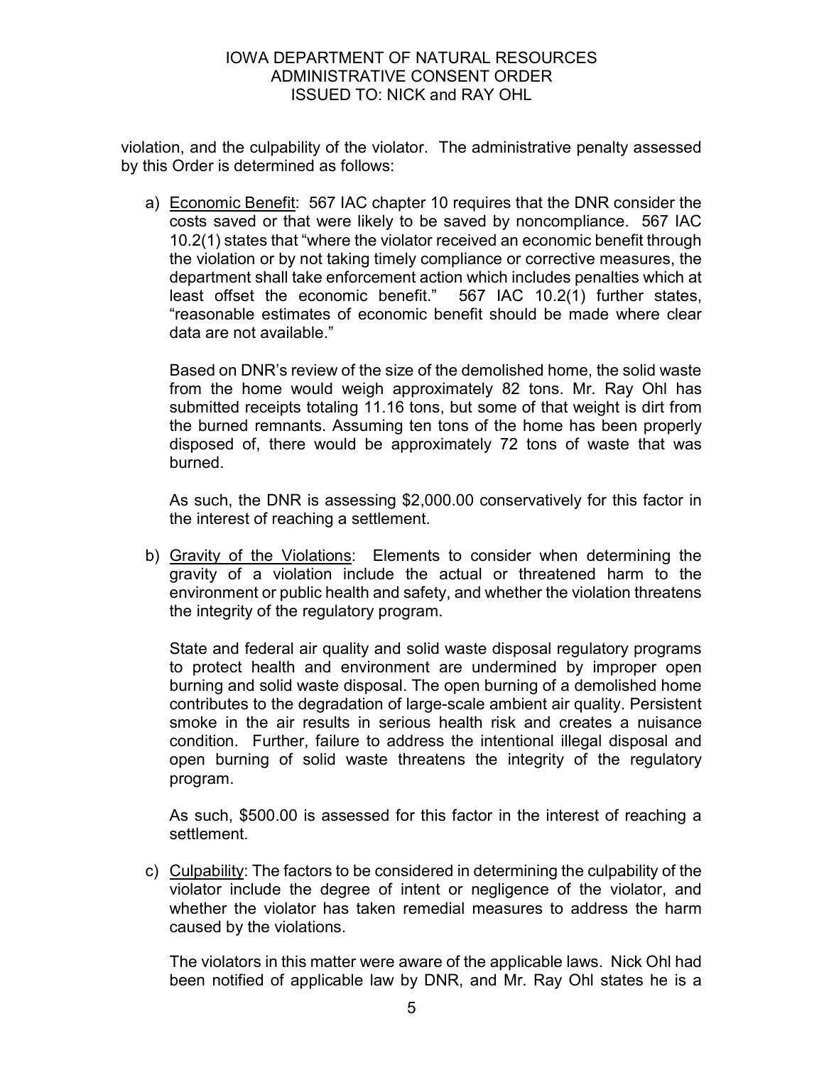violation, and the culpability of the violator. The administrative penalty assessed by this Order is determined as follows:

a) Economic Benefit: 567 IAC chapter 10 requires that the DNR consider the costs saved or that were likely to be saved by noncompliance. 567 IAC 10.2(1) states that "where the violator received an economic benefit through the violation or by not taking timely compliance or corrective measures, the department shall take enforcement action which includes penalties which at least offset the economic benefit." 567 IAC 10.2(1) further states, "reasonable estimates of economic benefit should be made where clear data are not available."

   Based on DNR's review of the size of the demolished home, the solid waste from the home would weigh approximately 82 tons. Mr. Ray Ohl has submitted receipts totaling 11.16 tons, but some of that weight is dirt from the burned remnants. Assuming ten tons of the home has been properly disposed of, there would be approximately 72 tons of waste that was burned.

   As such, the DNR is assessing $2,000.00 conservatively for this factor in the interest of reaching a settlement.

b) Gravity of the Violations: Elements to consider when determining the gravity of a violation include the actual or threatened harm to the environment or public health and safety, and whether the violation threatens the integrity of the regulatory program.

   State and federal air quality and solid waste disposal regulatory programs to protect health and environment are undermined by improper open burning and solid waste disposal. The open burning of a demolished home contributes to the degradation of large-scale ambient air quality. Persistent smoke in the air results in serious health risk and creates a nuisance condition. Further, failure to address the intentional illegal disposal and open burning of solid waste threatens the integrity of the regulatory program.

   As such, $500.00 is assessed for this factor in the interest of reaching a settlement.

c) Culpability: The factors to be considered in determining the culpability of the violator include the degree of intent or negligence of the violator, and whether the violator has taken remedial measures to address the harm caused by the violations.

   The violators in this matter were aware of the applicable laws. Nick Ohl had been notified of applicable law by DNR, and Mr. Ray Ohl states he is a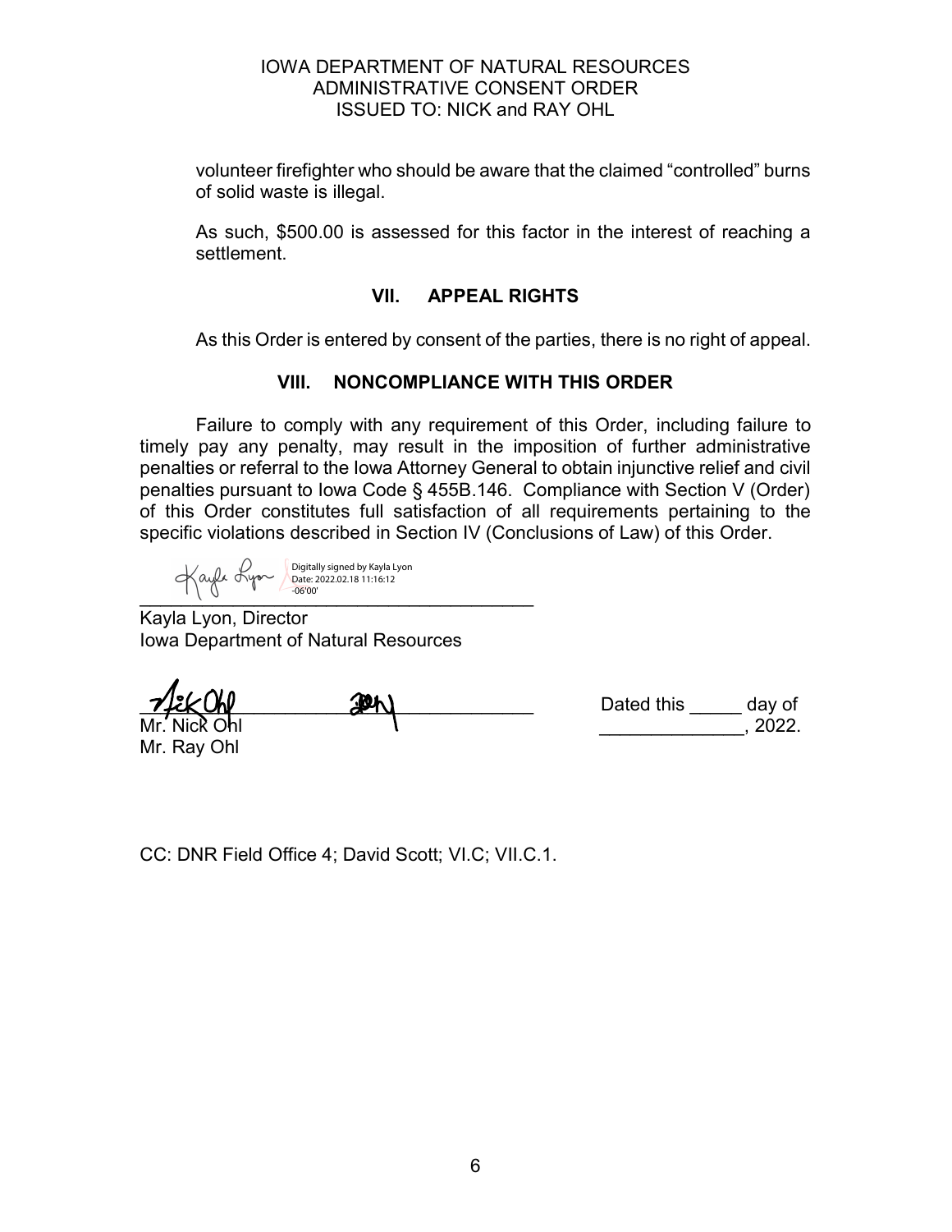volunteer firefighter who should be aware that the claimed "controlled" burns of solid waste is illegal.

As such, $500.00 is assessed for this factor in the interest of reaching a settlement.

## VII. APPEAL RIGHTS

As this Order is entered by consent of the parties, there is no right of appeal.

## VIII. NONCOMPLIANCE WITH THIS ORDER

Failure to comply with any requirement of this Order, including failure to timely pay any penalty, may result in the imposition of further administrative penalties or referral to the Iowa Attorney General to obtain injunctive relief and civil penalties pursuant to Iowa Code § 455B.146. Compliance with Section V (Order) of this Order constitutes full satisfaction of all requirements pertaining to the specific violations described in Section IV (Conclusions of Law) of this Order.

Digitally signed by Kayla Lyon
Date: 2022.02.18 11:16:12 -06'00'

\_\_\_\_\_\_\_\_\_\_\_\_\_\_\_\_\_\_\_\_\_\_\_\_\_\_\_\_\_\_\_\_\_\_\_\_\_\_\_\_

Kayla Lyon, Director
Iowa Department of Natural Resources

\_\_\_\_\_\_\_\_\_\_\_\_\_\_\_\_\_\_\_\_\_\_\_\_\_\_\_\_\_\_\_\_\_\_\_\_\_\_\_\_

Mr. Nick Ohl
Mr. Ray Ohl

Dated this \_\_\_\_\_ day of \_\_\_\_\_\_\_\_\_\_\_\_\_\_, 2022.

CC: DNR Field Office 4; David Scott; VI.C; VII.C.1.